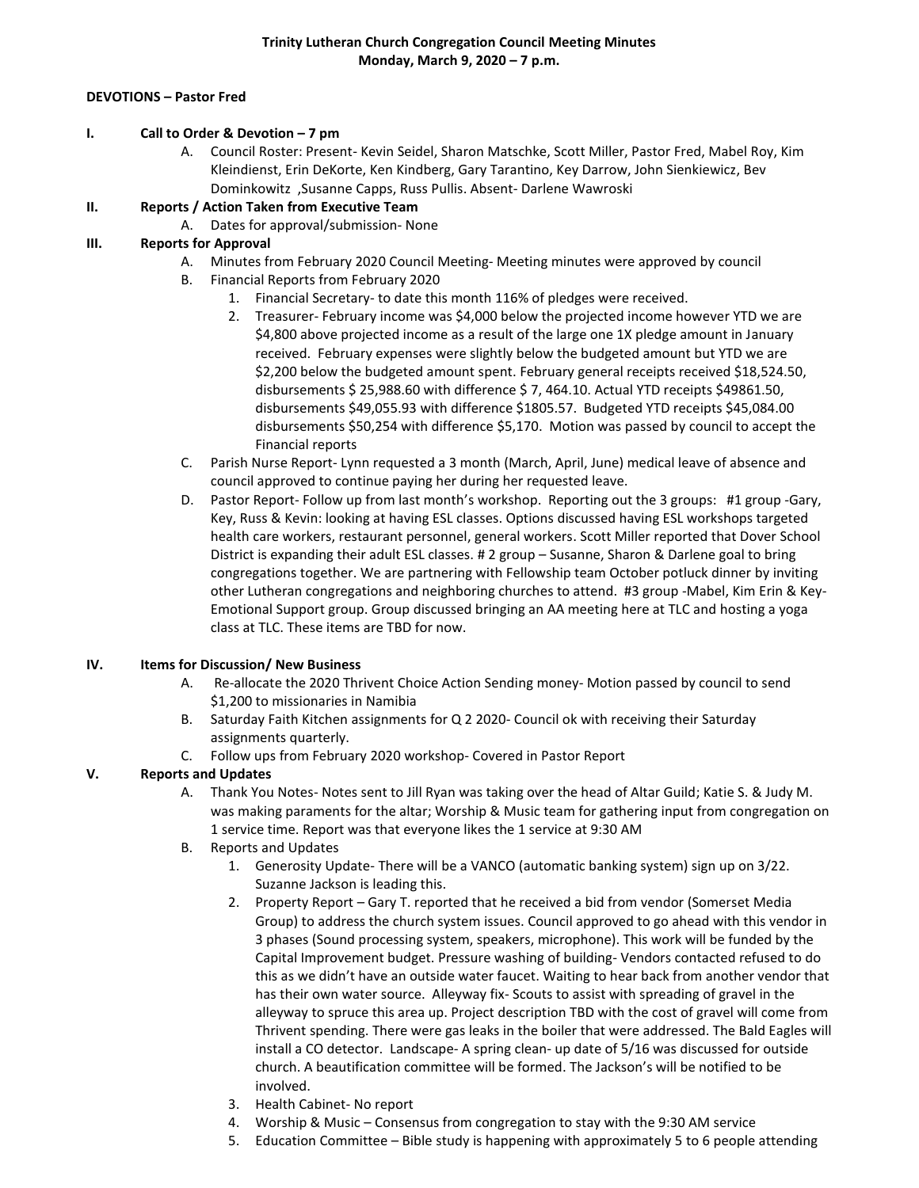**Trinity Lutheran Church Congregation Council Meeting Minutes**
**Monday, March 9, 2020 – 7 p.m.**

**DEVOTIONS – Pastor Fred**

**I. Call to Order & Devotion – 7 pm**

A. Council Roster: Present- Kevin Seidel, Sharon Matschke, Scott Miller, Pastor Fred, Mabel Roy, Kim Kleindienst, Erin DeKorte, Ken Kindberg, Gary Tarantino, Key Darrow, John Sienkiewicz, Bev Dominkowitz ,Susanne Capps, Russ Pullis. Absent- Darlene Wawroski

**II. Reports / Action Taken from Executive Team**

A. Dates for approval/submission- None

**III. Reports for Approval**

A. Minutes from February 2020 Council Meeting- Meeting minutes were approved by council

B. Financial Reports from February 2020

1. Financial Secretary- to date this month 116% of pledges were received.
2. Treasurer- February income was $4,000 below the projected income however YTD we are $4,800 above projected income as a result of the large one 1X pledge amount in January received. February expenses were slightly below the budgeted amount but YTD we are $2,200 below the budgeted amount spent. February general receipts received $18,524.50, disbursements $ 25,988.60 with difference $ 7, 464.10. Actual YTD receipts $49861.50, disbursements $49,055.93 with difference $1805.57. Budgeted YTD receipts $45,084.00 disbursements $50,254 with difference $5,170. Motion was passed by council to accept the Financial reports

C. Parish Nurse Report- Lynn requested a 3 month (March, April, June) medical leave of absence and council approved to continue paying her during her requested leave.

D. Pastor Report- Follow up from last month's workshop. Reporting out the 3 groups: #1 group -Gary, Key, Russ & Kevin: looking at having ESL classes. Options discussed having ESL workshops targeted health care workers, restaurant personnel, general workers. Scott Miller reported that Dover School District is expanding their adult ESL classes. # 2 group – Susanne, Sharon & Darlene goal to bring congregations together. We are partnering with Fellowship team October potluck dinner by inviting other Lutheran congregations and neighboring churches to attend. #3 group -Mabel, Kim Erin & Key- Emotional Support group. Group discussed bringing an AA meeting here at TLC and hosting a yoga class at TLC. These items are TBD for now.

**IV. Items for Discussion/ New Business**

A. Re-allocate the 2020 Thrivent Choice Action Sending money- Motion passed by council to send $1,200 to missionaries in Namibia

B. Saturday Faith Kitchen assignments for Q 2 2020- Council ok with receiving their Saturday assignments quarterly.

C. Follow ups from February 2020 workshop- Covered in Pastor Report

**V. Reports and Updates**

A. Thank You Notes- Notes sent to Jill Ryan was taking over the head of Altar Guild; Katie S. & Judy M. was making paraments for the altar; Worship & Music team for gathering input from congregation on 1 service time. Report was that everyone likes the 1 service at 9:30 AM

B. Reports and Updates

1. Generosity Update- There will be a VANCO (automatic banking system) sign up on 3/22. Suzanne Jackson is leading this.
2. Property Report – Gary T. reported that he received a bid from vendor (Somerset Media Group) to address the church system issues. Council approved to go ahead with this vendor in 3 phases (Sound processing system, speakers, microphone). This work will be funded by the Capital Improvement budget. Pressure washing of building- Vendors contacted refused to do this as we didn't have an outside water faucet. Waiting to hear back from another vendor that has their own water source. Alleyway fix- Scouts to assist with spreading of gravel in the alleyway to spruce this area up. Project description TBD with the cost of gravel will come from Thrivent spending. There were gas leaks in the boiler that were addressed. The Bald Eagles will install a CO detector. Landscape- A spring clean- up date of 5/16 was discussed for outside church. A beautification committee will be formed. The Jackson's will be notified to be involved.
3. Health Cabinet- No report
4. Worship & Music – Consensus from congregation to stay with the 9:30 AM service
5. Education Committee – Bible study is happening with approximately 5 to 6 people attending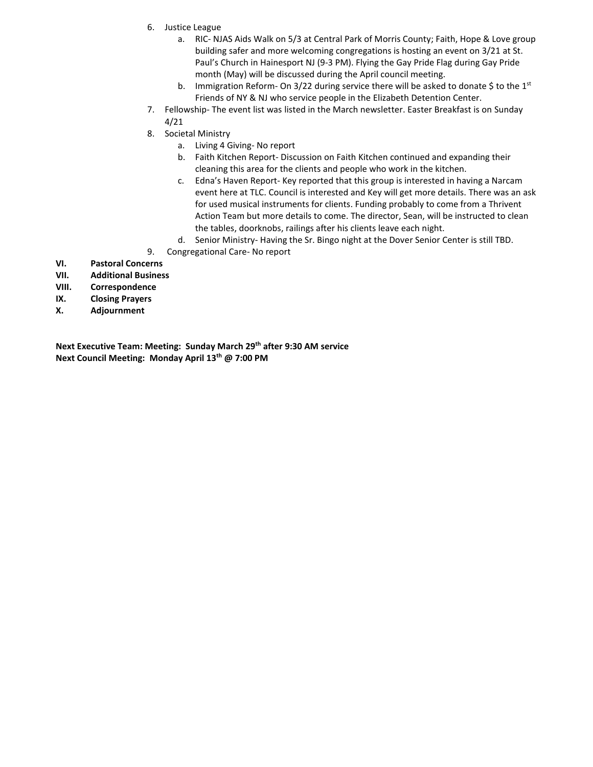6. Justice League
    a. RIC- NJAS Aids Walk on 5/3 at Central Park of Morris County; Faith, Hope & Love group building safer and more welcoming congregations is hosting an event on 3/21 at St. Paul's Church in Hainesport NJ (9-3 PM). Flying the Gay Pride Flag during Gay Pride month (May) will be discussed during the April council meeting.
    b. Immigration Reform- On 3/22 during service there will be asked to donate $ to the 1st Friends of NY & NJ who service people in the Elizabeth Detention Center.
7. Fellowship- The event list was listed in the March newsletter. Easter Breakfast is on Sunday 4/21
8. Societal Ministry
    a. Living 4 Giving- No report
    b. Faith Kitchen Report- Discussion on Faith Kitchen continued and expanding their cleaning this area for the clients and people who work in the kitchen.
    c. Edna's Haven Report- Key reported that this group is interested in having a Narcam event here at TLC. Council is interested and Key will get more details. There was an ask for used musical instruments for clients. Funding probably to come from a Thrivent Action Team but more details to come. The director, Sean, will be instructed to clean the tables, doorknobs, railings after his clients leave each night.
    d. Senior Ministry- Having the Sr. Bingo night at the Dover Senior Center is still TBD.
9. Congregational Care- No report

**VI. Pastoral Concerns**

**VII. Additional Business**

**VIII. Correspondence**

**IX. Closing Prayers**

**X. Adjournment**

**Next Executive Team: Meeting: Sunday March 29th after 9:30 AM service**
**Next Council Meeting: Monday April 13th @ 7:00 PM**